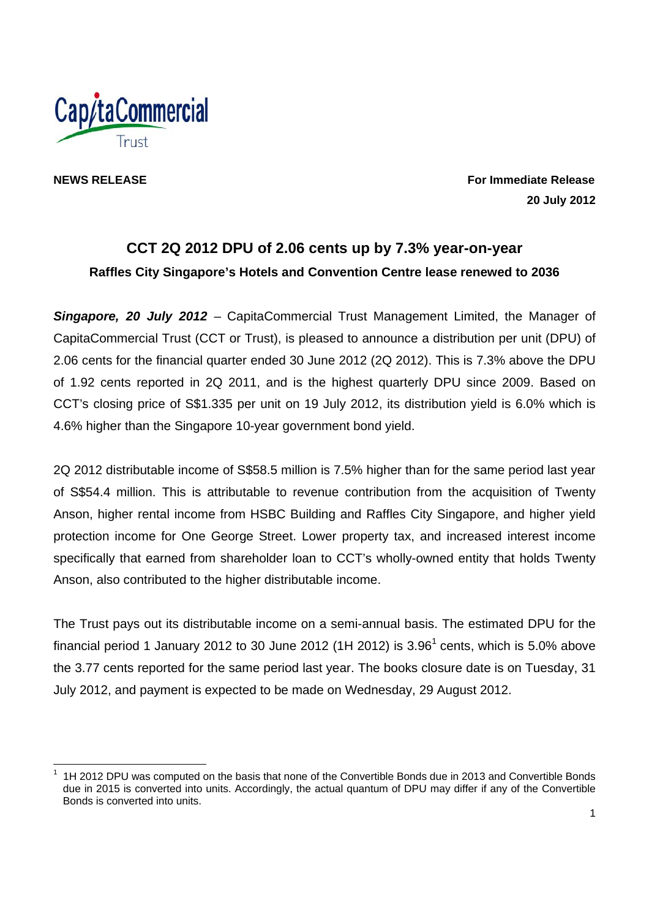**NEWS RELEASE**

**For Immediate Release**
**20 July 2012**

# CCT 2Q 2012 DPU of 2.06 cents up by 7.3% year-on-year

## Raffles City Singapore's Hotels and Convention Centre lease renewed to 2036

***Singapore, 20 July 2012*** – CapitaCommercial Trust Management Limited, the Manager of CapitaCommercial Trust (CCT or Trust), is pleased to announce a distribution per unit (DPU) of 2.06 cents for the financial quarter ended 30 June 2012 (2Q 2012). This is 7.3% above the DPU of 1.92 cents reported in 2Q 2011, and is the highest quarterly DPU since 2009. Based on CCT's closing price of S$1.335 per unit on 19 July 2012, its distribution yield is 6.0% which is 4.6% higher than the Singapore 10-year government bond yield.

2Q 2012 distributable income of S$58.5 million is 7.5% higher than for the same period last year of S$54.4 million. This is attributable to revenue contribution from the acquisition of Twenty Anson, higher rental income from HSBC Building and Raffles City Singapore, and higher yield protection income for One George Street. Lower property tax, and increased interest income specifically that earned from shareholder loan to CCT's wholly-owned entity that holds Twenty Anson, also contributed to the higher distributable income.

The Trust pays out its distributable income on a semi-annual basis. The estimated DPU for the financial period 1 January 2012 to 30 June 2012 (1H 2012) is 3.96[1] cents, which is 5.0% above the 3.77 cents reported for the same period last year. The books closure date is on Tuesday, 31 July 2012, and payment is expected to be made on Wednesday, 29 August 2012.

---

[1] 1H 2012 DPU was computed on the basis that none of the Convertible Bonds due in 2013 and Convertible Bonds due in 2015 is converted into units. Accordingly, the actual quantum of DPU may differ if any of the Convertible Bonds is converted into units.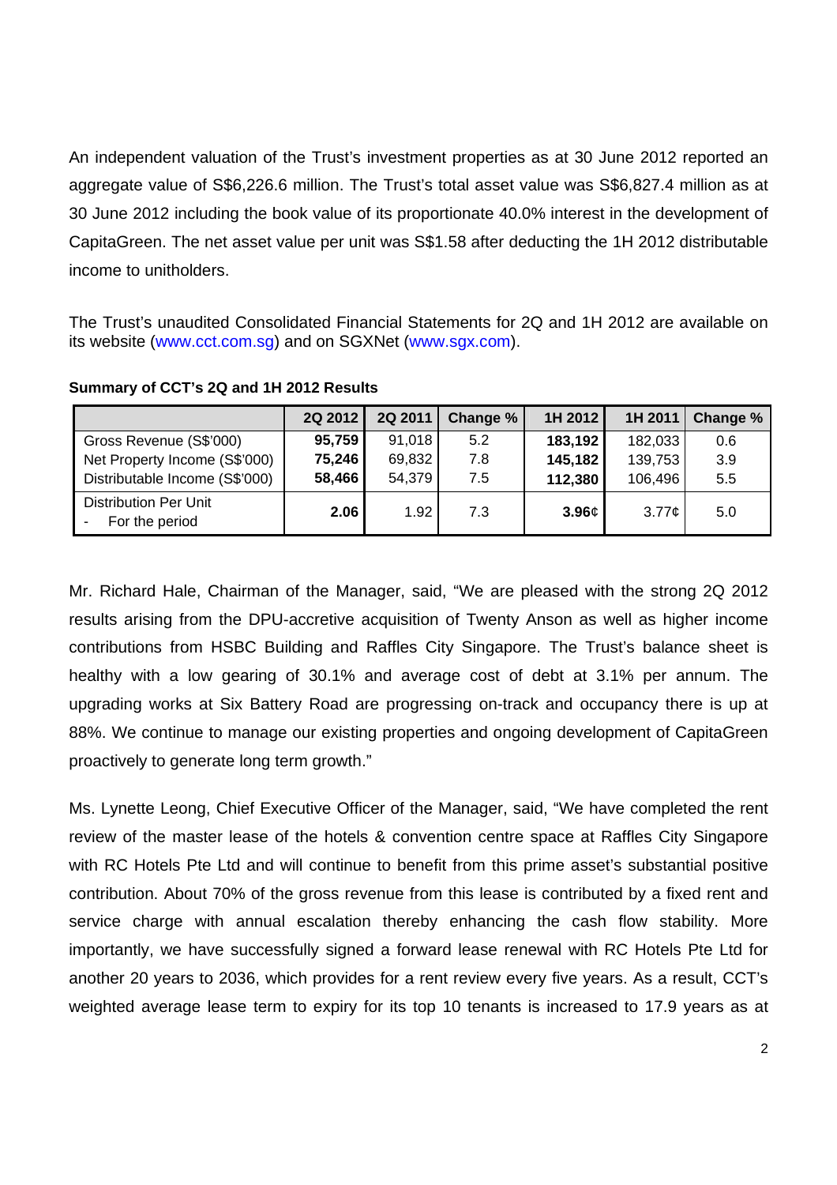An independent valuation of the Trust's investment properties as at 30 June 2012 reported an aggregate value of S$6,226.6 million. The Trust's total asset value was S$6,827.4 million as at 30 June 2012 including the book value of its proportionate 40.0% interest in the development of CapitaGreen. The net asset value per unit was S$1.58 after deducting the 1H 2012 distributable income to unitholders.

The Trust's unaudited Consolidated Financial Statements for 2Q and 1H 2012 are available on its website (www.cct.com.sg) and on SGXNet (www.sgx.com).

**Summary of CCT's 2Q and 1H 2012 Results**

| | 2Q 2012 | 2Q 2011 | Change % | 1H 2012 | 1H 2011 | Change % |
|---|---|---|---|---|---|---|
| Gross Revenue (S$'000) | **95,759** | 91,018 | 5.2 | **183,192** | 182,033 | 0.6 |
| Net Property Income (S$'000) | **75,246** | 69,832 | 7.8 | **145,182** | 139,753 | 3.9 |
| Distributable Income (S$'000) | **58,466** | 54,379 | 7.5 | **112,380** | 106,496 | 5.5 |
| Distribution Per Unit<br>- For the period | **2.06** | 1.92 | 7.3 | **3.96¢** | 3.77¢ | 5.0 |

Mr. Richard Hale, Chairman of the Manager, said, "We are pleased with the strong 2Q 2012 results arising from the DPU-accretive acquisition of Twenty Anson as well as higher income contributions from HSBC Building and Raffles City Singapore. The Trust's balance sheet is healthy with a low gearing of 30.1% and average cost of debt at 3.1% per annum. The upgrading works at Six Battery Road are progressing on-track and occupancy there is up at 88%. We continue to manage our existing properties and ongoing development of CapitaGreen proactively to generate long term growth."

Ms. Lynette Leong, Chief Executive Officer of the Manager, said, "We have completed the rent review of the master lease of the hotels & convention centre space at Raffles City Singapore with RC Hotels Pte Ltd and will continue to benefit from this prime asset's substantial positive contribution. About 70% of the gross revenue from this lease is contributed by a fixed rent and service charge with annual escalation thereby enhancing the cash flow stability. More importantly, we have successfully signed a forward lease renewal with RC Hotels Pte Ltd for another 20 years to 2036, which provides for a rent review every five years. As a result, CCT's weighted average lease term to expiry for its top 10 tenants is increased to 17.9 years as at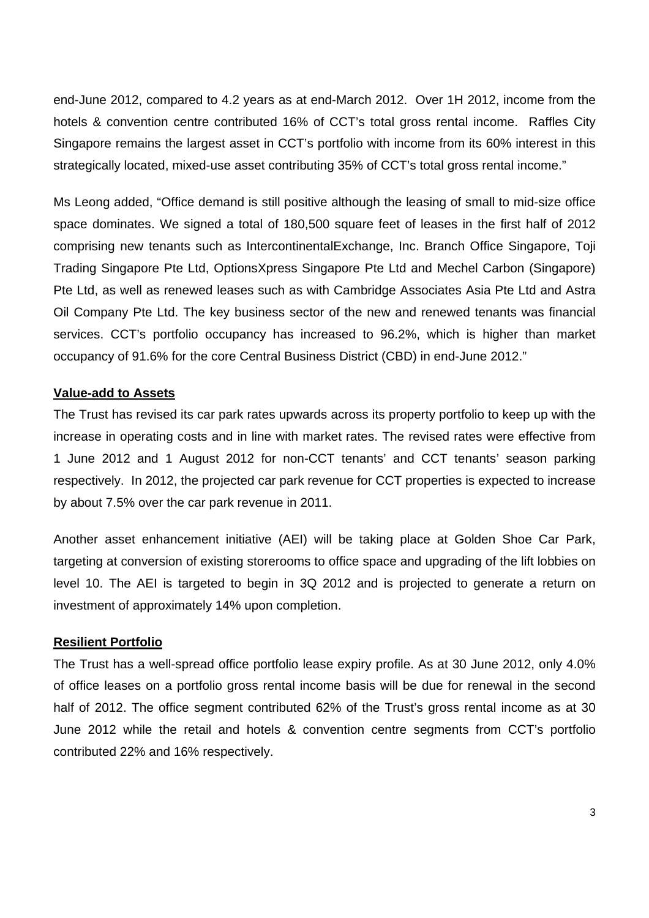end-June 2012, compared to 4.2 years as at end-March 2012. Over 1H 2012, income from the hotels & convention centre contributed 16% of CCT's total gross rental income. Raffles City Singapore remains the largest asset in CCT's portfolio with income from its 60% interest in this strategically located, mixed-use asset contributing 35% of CCT's total gross rental income."

Ms Leong added, "Office demand is still positive although the leasing of small to mid-size office space dominates. We signed a total of 180,500 square feet of leases in the first half of 2012 comprising new tenants such as IntercontinentalExchange, Inc. Branch Office Singapore, Toji Trading Singapore Pte Ltd, OptionsXpress Singapore Pte Ltd and Mechel Carbon (Singapore) Pte Ltd, as well as renewed leases such as with Cambridge Associates Asia Pte Ltd and Astra Oil Company Pte Ltd. The key business sector of the new and renewed tenants was financial services. CCT's portfolio occupancy has increased to 96.2%, which is higher than market occupancy of 91.6% for the core Central Business District (CBD) in end-June 2012."

**Value-add to Assets**

The Trust has revised its car park rates upwards across its property portfolio to keep up with the increase in operating costs and in line with market rates. The revised rates were effective from 1 June 2012 and 1 August 2012 for non-CCT tenants' and CCT tenants' season parking respectively. In 2012, the projected car park revenue for CCT properties is expected to increase by about 7.5% over the car park revenue in 2011.

Another asset enhancement initiative (AEI) will be taking place at Golden Shoe Car Park, targeting at conversion of existing storerooms to office space and upgrading of the lift lobbies on level 10. The AEI is targeted to begin in 3Q 2012 and is projected to generate a return on investment of approximately 14% upon completion.

**Resilient Portfolio**

The Trust has a well-spread office portfolio lease expiry profile. As at 30 June 2012, only 4.0% of office leases on a portfolio gross rental income basis will be due for renewal in the second half of 2012. The office segment contributed 62% of the Trust's gross rental income as at 30 June 2012 while the retail and hotels & convention centre segments from CCT's portfolio contributed 22% and 16% respectively.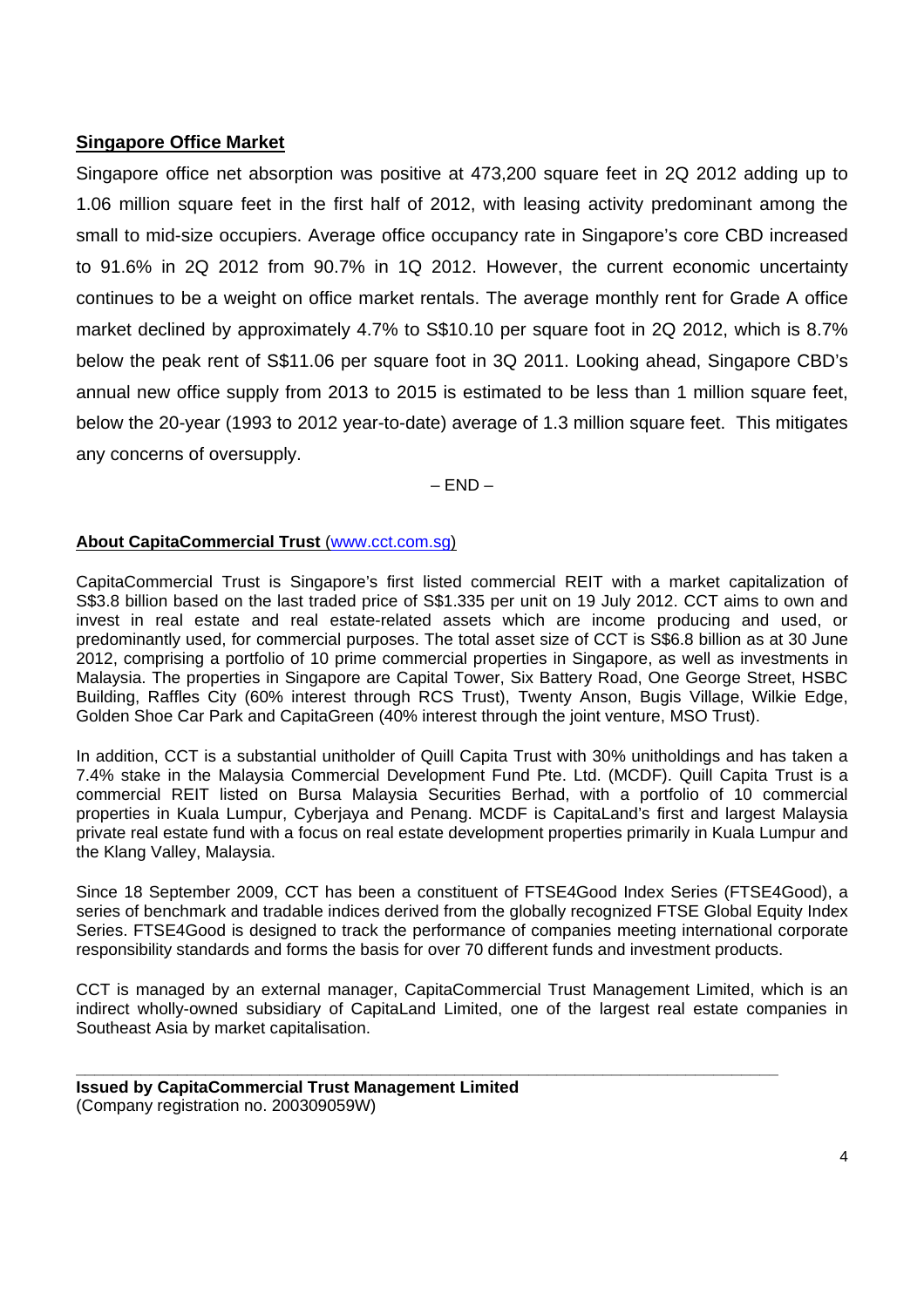## Singapore Office Market

Singapore office net absorption was positive at 473,200 square feet in 2Q 2012 adding up to 1.06 million square feet in the first half of 2012, with leasing activity predominant among the small to mid-size occupiers. Average office occupancy rate in Singapore's core CBD increased to 91.6% in 2Q 2012 from 90.7% in 1Q 2012. However, the current economic uncertainty continues to be a weight on office market rentals. The average monthly rent for Grade A office market declined by approximately 4.7% to S$10.10 per square foot in 2Q 2012, which is 8.7% below the peak rent of S$11.06 per square foot in 3Q 2011. Looking ahead, Singapore CBD's annual new office supply from 2013 to 2015 is estimated to be less than 1 million square feet, below the 20-year (1993 to 2012 year-to-date) average of 1.3 million square feet. This mitigates any concerns of oversupply.

– END –

**About CapitaCommercial Trust** (www.cct.com.sg)

CapitaCommercial Trust is Singapore's first listed commercial REIT with a market capitalization of S$3.8 billion based on the last traded price of S$1.335 per unit on 19 July 2012. CCT aims to own and invest in real estate and real estate-related assets which are income producing and used, or predominantly used, for commercial purposes. The total asset size of CCT is S$6.8 billion as at 30 June 2012, comprising a portfolio of 10 prime commercial properties in Singapore, as well as investments in Malaysia. The properties in Singapore are Capital Tower, Six Battery Road, One George Street, HSBC Building, Raffles City (60% interest through RCS Trust), Twenty Anson, Bugis Village, Wilkie Edge, Golden Shoe Car Park and CapitaGreen (40% interest through the joint venture, MSO Trust).

In addition, CCT is a substantial unitholder of Quill Capita Trust with 30% unitholdings and has taken a 7.4% stake in the Malaysia Commercial Development Fund Pte. Ltd. (MCDF). Quill Capita Trust is a commercial REIT listed on Bursa Malaysia Securities Berhad, with a portfolio of 10 commercial properties in Kuala Lumpur, Cyberjaya and Penang. MCDF is CapitaLand's first and largest Malaysia private real estate fund with a focus on real estate development properties primarily in Kuala Lumpur and the Klang Valley, Malaysia.

Since 18 September 2009, CCT has been a constituent of FTSE4Good Index Series (FTSE4Good), a series of benchmark and tradable indices derived from the globally recognized FTSE Global Equity Index Series. FTSE4Good is designed to track the performance of companies meeting international corporate responsibility standards and forms the basis for over 70 different funds and investment products.

CCT is managed by an external manager, CapitaCommercial Trust Management Limited, which is an indirect wholly-owned subsidiary of CapitaLand Limited, one of the largest real estate companies in Southeast Asia by market capitalisation.

---

**Issued by CapitaCommercial Trust Management Limited**
(Company registration no. 200309059W)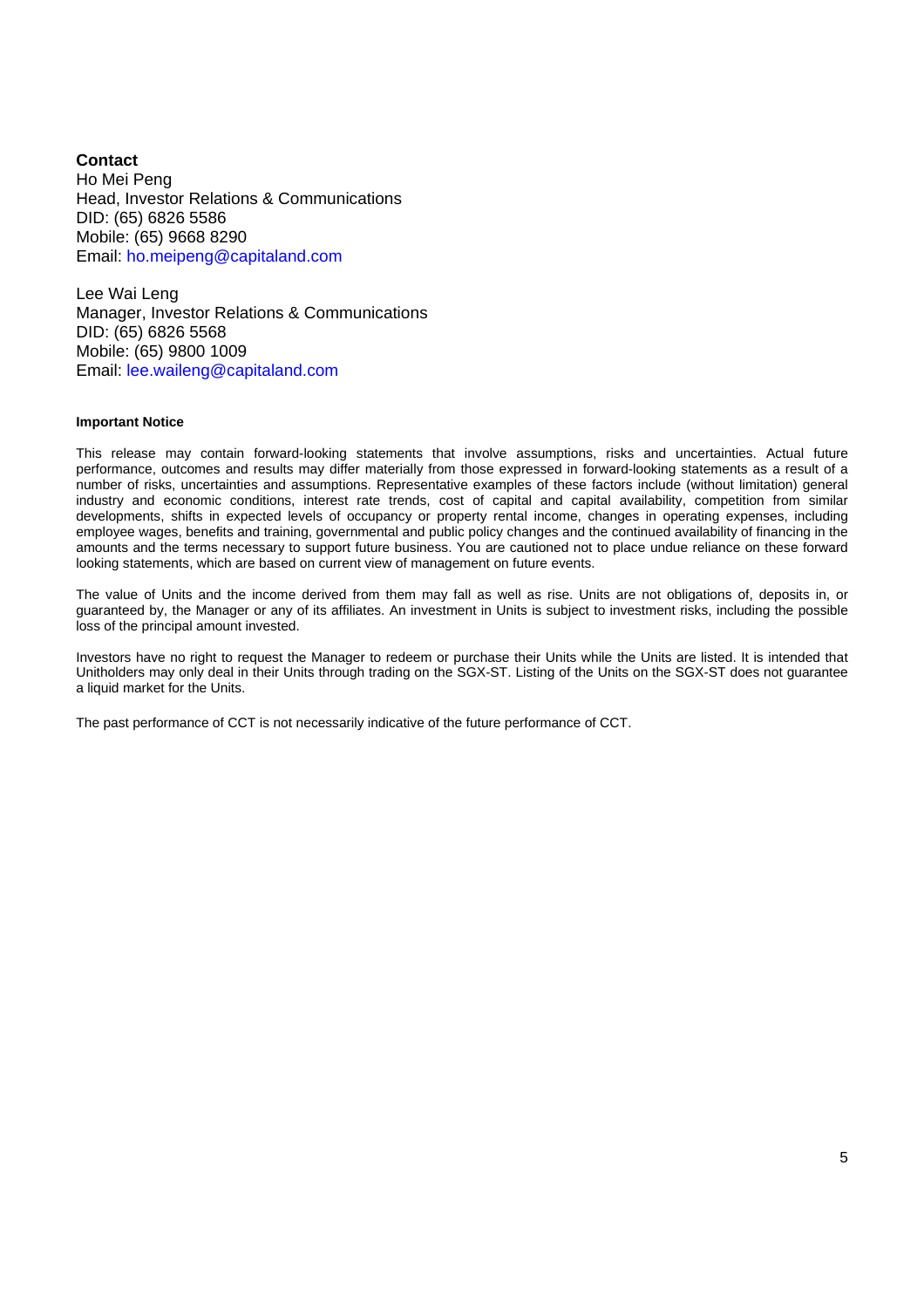**Contact**

Ho Mei Peng
Head, Investor Relations & Communications
DID: (65) 6826 5586
Mobile: (65) 9668 8290
Email: ho.meipeng@capitaland.com

Lee Wai Leng
Manager, Investor Relations & Communications
DID: (65) 6826 5568
Mobile: (65) 9800 1009
Email: lee.waileng@capitaland.com

**Important Notice**

This release may contain forward-looking statements that involve assumptions, risks and uncertainties. Actual future performance, outcomes and results may differ materially from those expressed in forward-looking statements as a result of a number of risks, uncertainties and assumptions. Representative examples of these factors include (without limitation) general industry and economic conditions, interest rate trends, cost of capital and capital availability, competition from similar developments, shifts in expected levels of occupancy or property rental income, changes in operating expenses, including employee wages, benefits and training, governmental and public policy changes and the continued availability of financing in the amounts and the terms necessary to support future business. You are cautioned not to place undue reliance on these forward looking statements, which are based on current view of management on future events.

The value of Units and the income derived from them may fall as well as rise. Units are not obligations of, deposits in, or guaranteed by, the Manager or any of its affiliates. An investment in Units is subject to investment risks, including the possible loss of the principal amount invested.

Investors have no right to request the Manager to redeem or purchase their Units while the Units are listed. It is intended that Unitholders may only deal in their Units through trading on the SGX-ST. Listing of the Units on the SGX-ST does not guarantee a liquid market for the Units.

The past performance of CCT is not necessarily indicative of the future performance of CCT.